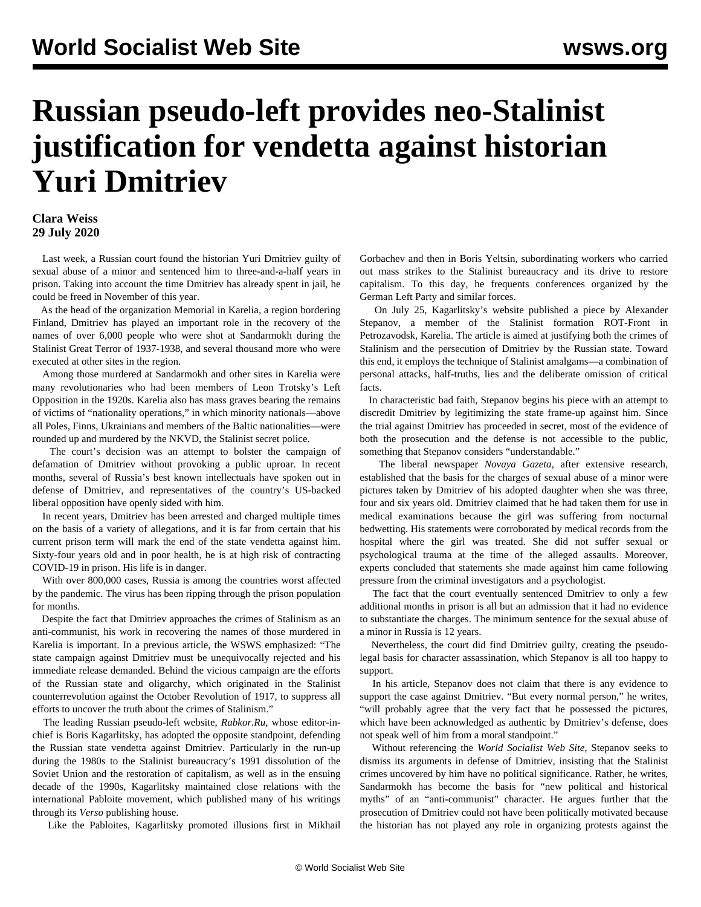# Russian pseudo-left provides neo-Stalinist justification for vendetta against historian Yuri Dmitriev

**Clara Weiss**
**29 July 2020**

Last week, a Russian court found the historian Yuri Dmitriev guilty of sexual abuse of a minor and sentenced him to three-and-a-half years in prison. Taking into account the time Dmitriev has already spent in jail, he could be freed in November of this year.

As the head of the organization Memorial in Karelia, a region bordering Finland, Dmitriev has played an important role in the recovery of the names of over 6,000 people who were shot at Sandarmokh during the Stalinist Great Terror of 1937-1938, and several thousand more who were executed at other sites in the region.

Among those murdered at Sandarmokh and other sites in Karelia were many revolutionaries who had been members of Leon Trotsky's Left Opposition in the 1920s. Karelia also has mass graves bearing the remains of victims of "nationality operations," in which minority nationals—above all Poles, Finns, Ukrainians and members of the Baltic nationalities—were rounded up and murdered by the NKVD, the Stalinist secret police.

The court's decision was an attempt to bolster the campaign of defamation of Dmitriev without provoking a public uproar. In recent months, several of Russia's best known intellectuals have spoken out in defense of Dmitriev, and representatives of the country's US-backed liberal opposition have openly sided with him.

In recent years, Dmitriev has been arrested and charged multiple times on the basis of a variety of allegations, and it is far from certain that his current prison term will mark the end of the state vendetta against him. Sixty-four years old and in poor health, he is at high risk of contracting COVID-19 in prison. His life is in danger.

With over 800,000 cases, Russia is among the countries worst affected by the pandemic. The virus has been ripping through the prison population for months.

Despite the fact that Dmitriev approaches the crimes of Stalinism as an anti-communist, his work in recovering the names of those murdered in Karelia is important. In a previous article, the WSWS emphasized: "The state campaign against Dmitriev must be unequivocally rejected and his immediate release demanded. Behind the vicious campaign are the efforts of the Russian state and oligarchy, which originated in the Stalinist counterrevolution against the October Revolution of 1917, to suppress all efforts to uncover the truth about the crimes of Stalinism."

The leading Russian pseudo-left website, *Rabkor.Ru*, whose editor-in-chief is Boris Kagarlitsky, has adopted the opposite standpoint, defending the Russian state vendetta against Dmitriev. Particularly in the run-up during the 1980s to the Stalinist bureaucracy's 1991 dissolution of the Soviet Union and the restoration of capitalism, as well as in the ensuing decade of the 1990s, Kagarlitsky maintained close relations with the international Pabloite movement, which published many of his writings through its *Verso* publishing house.

Like the Pabloites, Kagarlitsky promoted illusions first in Mikhail Gorbachev and then in Boris Yeltsin, subordinating workers who carried out mass strikes to the Stalinist bureaucracy and its drive to restore capitalism. To this day, he frequents conferences organized by the German Left Party and similar forces.

On July 25, Kagarlitsky's website published a piece by Alexander Stepanov, a member of the Stalinist formation ROT-Front in Petrozavodsk, Karelia. The article is aimed at justifying both the crimes of Stalinism and the persecution of Dmitriev by the Russian state. Toward this end, it employs the technique of Stalinist amalgams—a combination of personal attacks, half-truths, lies and the deliberate omission of critical facts.

In characteristic bad faith, Stepanov begins his piece with an attempt to discredit Dmitriev by legitimizing the state frame-up against him. Since the trial against Dmitriev has proceeded in secret, most of the evidence of both the prosecution and the defense is not accessible to the public, something that Stepanov considers "understandable."

The liberal newspaper *Novaya Gazeta*, after extensive research, established that the basis for the charges of sexual abuse of a minor were pictures taken by Dmitriev of his adopted daughter when she was three, four and six years old. Dmitriev claimed that he had taken them for use in medical examinations because the girl was suffering from nocturnal bedwetting. His statements were corroborated by medical records from the hospital where the girl was treated. She did not suffer sexual or psychological trauma at the time of the alleged assaults. Moreover, experts concluded that statements she made against him came following pressure from the criminal investigators and a psychologist.

The fact that the court eventually sentenced Dmitriev to only a few additional months in prison is all but an admission that it had no evidence to substantiate the charges. The minimum sentence for the sexual abuse of a minor in Russia is 12 years.

Nevertheless, the court did find Dmitriev guilty, creating the pseudo-legal basis for character assassination, which Stepanov is all too happy to support.

In his article, Stepanov does not claim that there is any evidence to support the case against Dmitriev. "But every normal person," he writes, "will probably agree that the very fact that he possessed the pictures, which have been acknowledged as authentic by Dmitriev's defense, does not speak well of him from a moral standpoint."

Without referencing the *World Socialist Web Site*, Stepanov seeks to dismiss its arguments in defense of Dmitriev, insisting that the Stalinist crimes uncovered by him have no political significance. Rather, he writes, Sandarmokh has become the basis for "new political and historical myths" of an "anti-communist" character. He argues further that the prosecution of Dmitriev could not have been politically motivated because the historian has not played any role in organizing protests against the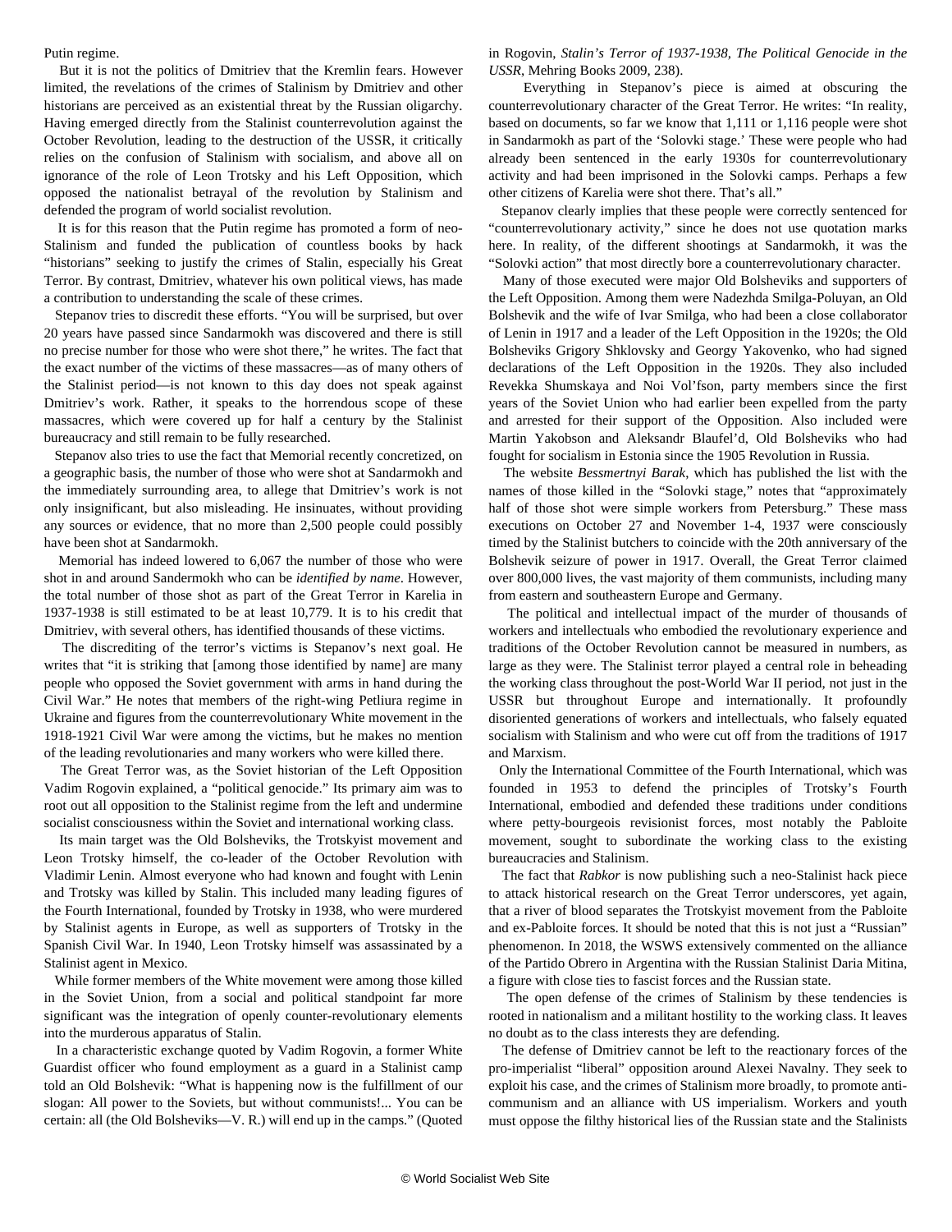Putin regime.

But it is not the politics of Dmitriev that the Kremlin fears. However limited, the revelations of the crimes of Stalinism by Dmitriev and other historians are perceived as an existential threat by the Russian oligarchy. Having emerged directly from the Stalinist counterrevolution against the October Revolution, leading to the destruction of the USSR, it critically relies on the confusion of Stalinism with socialism, and above all on ignorance of the role of Leon Trotsky and his Left Opposition, which opposed the nationalist betrayal of the revolution by Stalinism and defended the program of world socialist revolution.

It is for this reason that the Putin regime has promoted a form of neo-Stalinism and funded the publication of countless books by hack "historians" seeking to justify the crimes of Stalin, especially his Great Terror. By contrast, Dmitriev, whatever his own political views, has made a contribution to understanding the scale of these crimes.

Stepanov tries to discredit these efforts. "You will be surprised, but over 20 years have passed since Sandarmokh was discovered and there is still no precise number for those who were shot there," he writes. The fact that the exact number of the victims of these massacres—as of many others of the Stalinist period—is not known to this day does not speak against Dmitriev's work. Rather, it speaks to the horrendous scope of these massacres, which were covered up for half a century by the Stalinist bureaucracy and still remain to be fully researched.

Stepanov also tries to use the fact that Memorial recently concretized, on a geographic basis, the number of those who were shot at Sandarmokh and the immediately surrounding area, to allege that Dmitriev's work is not only insignificant, but also misleading. He insinuates, without providing any sources or evidence, that no more than 2,500 people could possibly have been shot at Sandarmokh.

Memorial has indeed lowered to 6,067 the number of those who were shot in and around Sandermokh who can be *identified by name*. However, the total number of those shot as part of the Great Terror in Karelia in 1937-1938 is still estimated to be at least 10,779. It is to his credit that Dmitriev, with several others, has identified thousands of these victims.

The discrediting of the terror's victims is Stepanov's next goal. He writes that "it is striking that [among those identified by name] are many people who opposed the Soviet government with arms in hand during the Civil War." He notes that members of the right-wing Petliura regime in Ukraine and figures from the counterrevolutionary White movement in the 1918-1921 Civil War were among the victims, but he makes no mention of the leading revolutionaries and many workers who were killed there.

The Great Terror was, as the Soviet historian of the Left Opposition Vadim Rogovin explained, a "political genocide." Its primary aim was to root out all opposition to the Stalinist regime from the left and undermine socialist consciousness within the Soviet and international working class.

Its main target was the Old Bolsheviks, the Trotskyist movement and Leon Trotsky himself, the co-leader of the October Revolution with Vladimir Lenin. Almost everyone who had known and fought with Lenin and Trotsky was killed by Stalin. This included many leading figures of the Fourth International, founded by Trotsky in 1938, who were murdered by Stalinist agents in Europe, as well as supporters of Trotsky in the Spanish Civil War. In 1940, Leon Trotsky himself was assassinated by a Stalinist agent in Mexico.

While former members of the White movement were among those killed in the Soviet Union, from a social and political standpoint far more significant was the integration of openly counter-revolutionary elements into the murderous apparatus of Stalin.

In a characteristic exchange quoted by Vadim Rogovin, a former White Guardist officer who found employment as a guard in a Stalinist camp told an Old Bolshevik: "What is happening now is the fulfillment of our slogan: All power to the Soviets, but without communists!... You can be certain: all (the Old Bolsheviks—V. R.) will end up in the camps." (Quoted in Rogovin, *Stalin's Terror of 1937-1938, The Political Genocide in the USSR*, Mehring Books 2009, 238).

Everything in Stepanov's piece is aimed at obscuring the counterrevolutionary character of the Great Terror. He writes: "In reality, based on documents, so far we know that 1,111 or 1,116 people were shot in Sandarmokh as part of the 'Solovki stage.' These were people who had already been sentenced in the early 1930s for counterrevolutionary activity and had been imprisoned in the Solovki camps. Perhaps a few other citizens of Karelia were shot there. That's all."

Stepanov clearly implies that these people were correctly sentenced for "counterrevolutionary activity," since he does not use quotation marks here. In reality, of the different shootings at Sandarmokh, it was the "Solovki action" that most directly bore a counterrevolutionary character.

Many of those executed were major Old Bolsheviks and supporters of the Left Opposition. Among them were Nadezhda Smilga-Poluyan, an Old Bolshevik and the wife of Ivar Smilga, who had been a close collaborator of Lenin in 1917 and a leader of the Left Opposition in the 1920s; the Old Bolsheviks Grigory Shklovsky and Georgy Yakovenko, who had signed declarations of the Left Opposition in the 1920s. They also included Revekka Shumskaya and Noi Vol'fson, party members since the first years of the Soviet Union who had earlier been expelled from the party and arrested for their support of the Opposition. Also included were Martin Yakobson and Aleksandr Blaufel'd, Old Bolsheviks who had fought for socialism in Estonia since the 1905 Revolution in Russia.

The website *Bessmertnyi Barak*, which has published the list with the names of those killed in the "Solovki stage," notes that "approximately half of those shot were simple workers from Petersburg." These mass executions on October 27 and November 1-4, 1937 were consciously timed by the Stalinist butchers to coincide with the 20th anniversary of the Bolshevik seizure of power in 1917. Overall, the Great Terror claimed over 800,000 lives, the vast majority of them communists, including many from eastern and southeastern Europe and Germany.

The political and intellectual impact of the murder of thousands of workers and intellectuals who embodied the revolutionary experience and traditions of the October Revolution cannot be measured in numbers, as large as they were. The Stalinist terror played a central role in beheading the working class throughout the post-World War II period, not just in the USSR but throughout Europe and internationally. It profoundly disoriented generations of workers and intellectuals, who falsely equated socialism with Stalinism and who were cut off from the traditions of 1917 and Marxism.

Only the International Committee of the Fourth International, which was founded in 1953 to defend the principles of Trotsky's Fourth International, embodied and defended these traditions under conditions where petty-bourgeois revisionist forces, most notably the Pabloite movement, sought to subordinate the working class to the existing bureaucracies and Stalinism.

The fact that *Rabkor* is now publishing such a neo-Stalinist hack piece to attack historical research on the Great Terror underscores, yet again, that a river of blood separates the Trotskyist movement from the Pabloite and ex-Pabloite forces. It should be noted that this is not just a "Russian" phenomenon. In 2018, the WSWS extensively commented on the alliance of the Partido Obrero in Argentina with the Russian Stalinist Daria Mitina, a figure with close ties to fascist forces and the Russian state.

The open defense of the crimes of Stalinism by these tendencies is rooted in nationalism and a militant hostility to the working class. It leaves no doubt as to the class interests they are defending.

The defense of Dmitriev cannot be left to the reactionary forces of the pro-imperialist "liberal" opposition around Alexei Navalny. They seek to exploit his case, and the crimes of Stalinism more broadly, to promote anti-communism and an alliance with US imperialism. Workers and youth must oppose the filthy historical lies of the Russian state and the Stalinists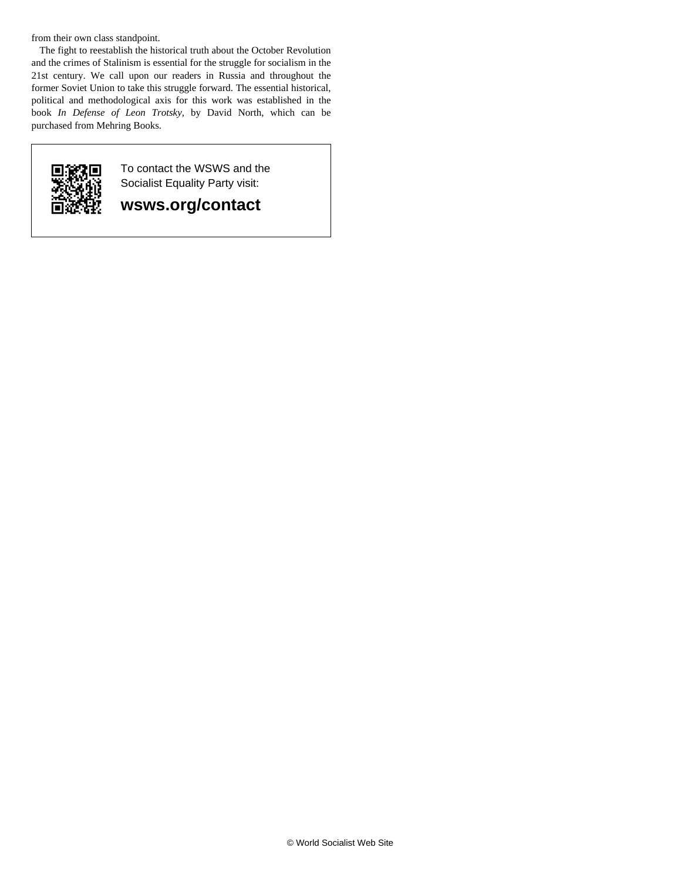from their own class standpoint.

The fight to reestablish the historical truth about the October Revolution and the crimes of Stalinism is essential for the struggle for socialism in the 21st century. We call upon our readers in Russia and throughout the former Soviet Union to take this struggle forward. The essential historical, political and methodological axis for this work was established in the book *In Defense of Leon Trotsky*, by David North, which can be purchased from Mehring Books.

To contact the WSWS and the Socialist Equality Party visit:

**wsws.org/contact**